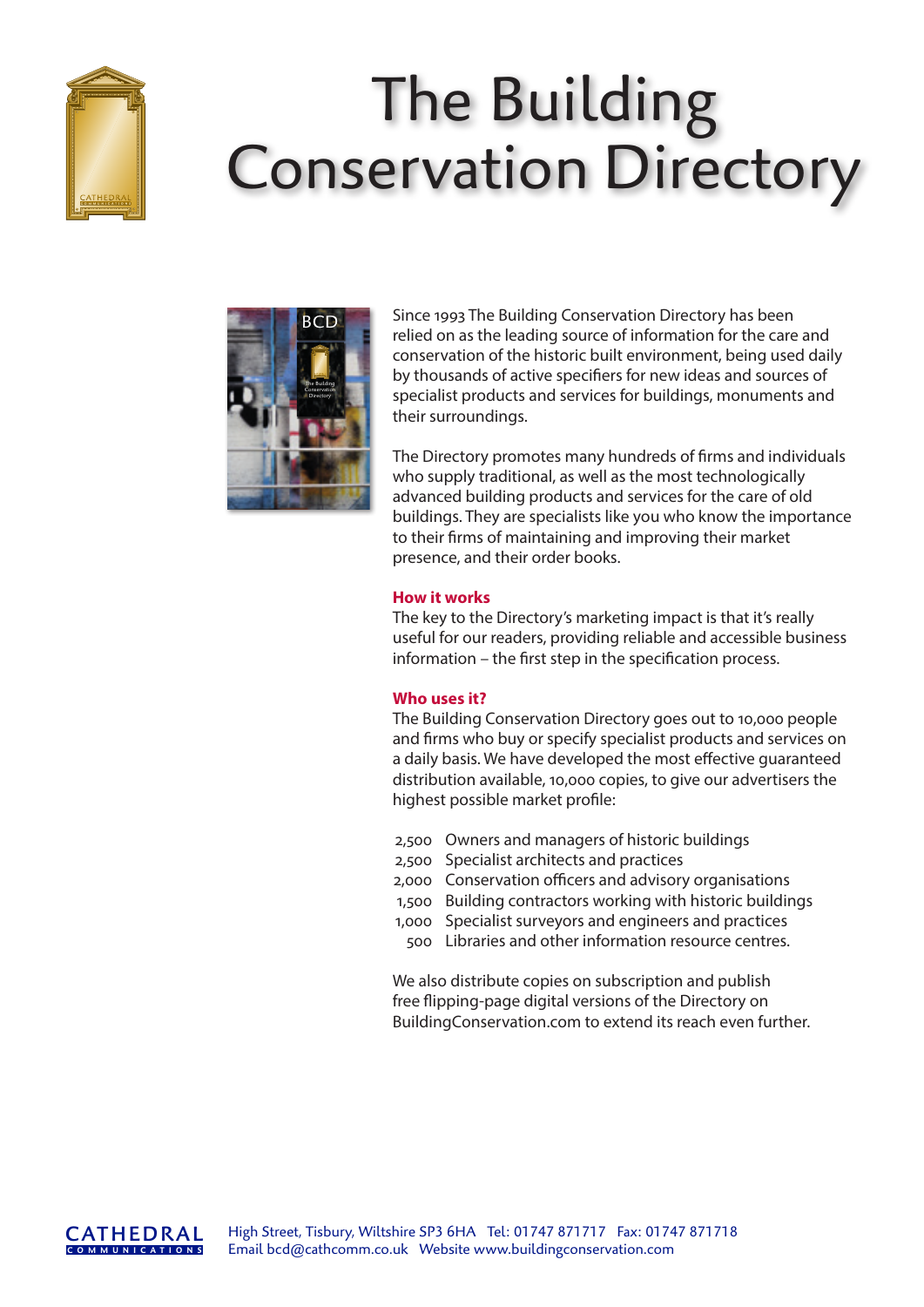# The Building Conservation Directory

Since 1993 The Building Conservation Directory has been relied on as the leading source of information for the care and conservation of the historic built environment, being used daily by thousands of active specifiers for new ideas and sources of specialist products and services for buildings, monuments and their surroundings.

The Directory promotes many hundreds of firms and individuals who supply traditional, as well as the most technologically advanced building products and services for the care of old buildings. They are specialists like you who know the importance to their firms of maintaining and improving their market presence, and their order books.

### How it works

The key to the Directory's marketing impact is that it's really useful for our readers, providing reliable and accessible business information – the first step in the specification process.

### Who uses it?

The Building Conservation Directory goes out to 10,000 people and firms who buy or specify specialist products and services on a daily basis. We have developed the most effective guaranteed distribution available, 10,000 copies, to give our advertisers the highest possible market profile:

| | |
|---|---|
| 2,500 | Owners and managers of historic buildings |
| 2,500 | Specialist architects and practices |
| 2,000 | Conservation officers and advisory organisations |
| 1,500 | Building contractors working with historic buildings |
| 1,000 | Specialist surveyors and engineers and practices |
| 500 | Libraries and other information resource centres. |

We also distribute copies on subscription and publish free flipping-page digital versions of the Directory on BuildingConservation.com to extend its reach even further.

CATHEDRAL COMMUNICATIONS

High Street, Tisbury, Wiltshire SP3 6HA Tel: 01747 871717 Fax: 01747 871718
Email bcd@cathcomm.co.uk Website www.buildingconservation.com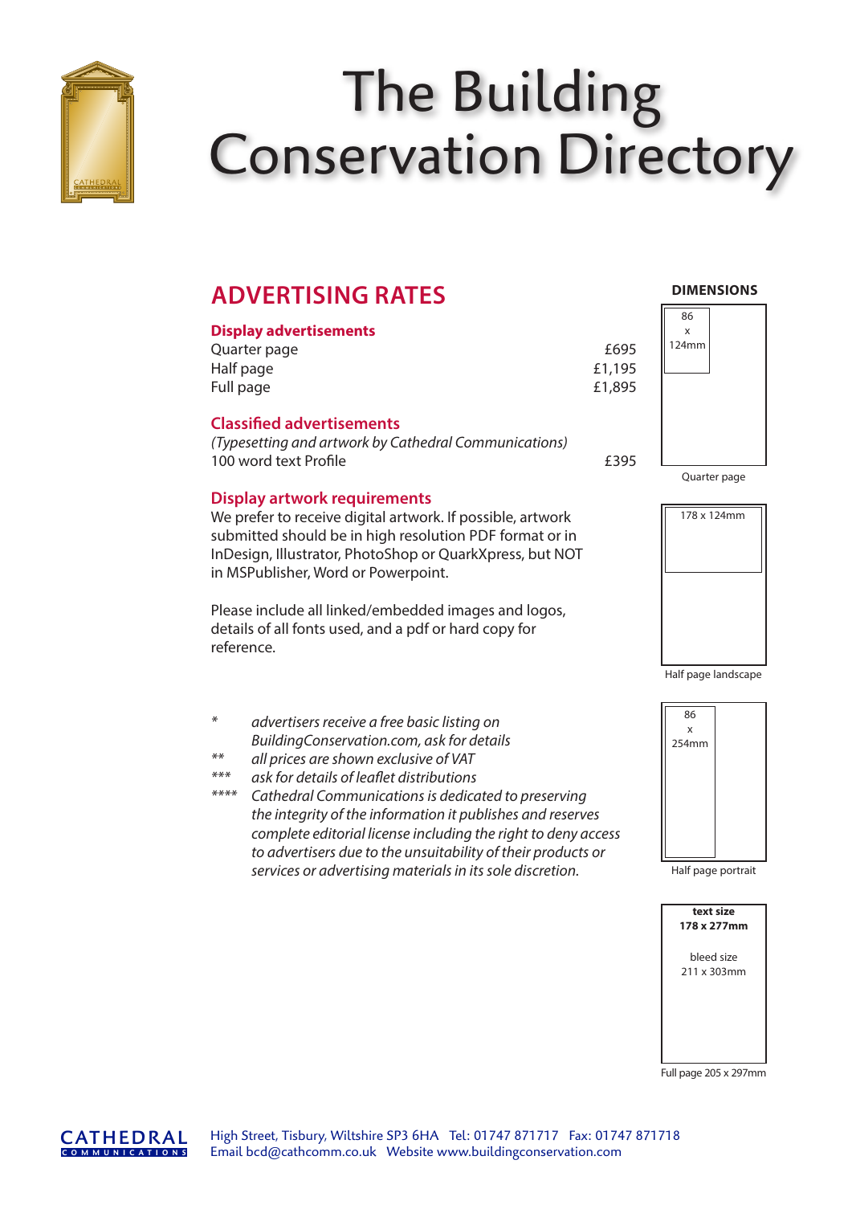# The Building Conservation Directory

## ADVERTISING RATES

### Display advertisements

| | |
|---|---|
| Quarter page | £695 |
| Half page | £1,195 |
| Full page | £1,895 |

### Classified advertisements

*(Typesetting and artwork by Cathedral Communications)*

| | |
|---|---|
| 100 word text Profile | £395 |

### Display artwork requirements

We prefer to receive digital artwork. If possible, artwork submitted should be in high resolution PDF format or in InDesign, Illustrator, PhotoShop or QuarkXpress, but NOT in MSPublisher, Word or Powerpoint.

Please include all linked/embedded images and logos, details of all fonts used, and a pdf or hard copy for reference.

\* *advertisers receive a free basic listing on BuildingConservation.com, ask for details*

\*\* *all prices are shown exclusive of VAT*

\*\*\* *ask for details of leaflet distributions*

\*\*\*\* *Cathedral Communications is dedicated to preserving the integrity of the information it publishes and reserves complete editorial license including the right to deny access to advertisers due to the unsuitability of their products or services or advertising materials in its sole discretion.*

### DIMENSIONS

86 x 124mm

Quarter page

178 x 124mm

Half page landscape

86 x 254mm

Half page portrait

**text size 178 x 277mm**

bleed size 211 x 303mm

Full page 205 x 297mm

CATHEDRAL COMMUNICATIONS

High Street, Tisbury, Wiltshire SP3 6HA Tel: 01747 871717 Fax: 01747 871718
Email bcd@cathcomm.co.uk Website www.buildingconservation.com